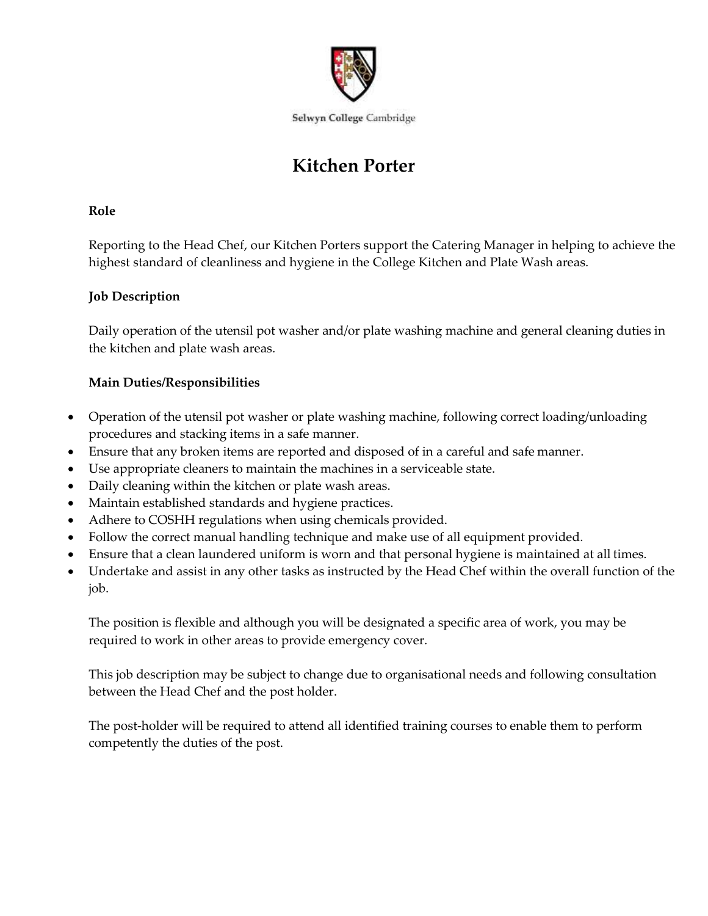Selwyn College Cambridge

# Kitchen Porter

## Role

Reporting to the Head Chef, our Kitchen Porters support the Catering Manager in helping to achieve the highest standard of cleanliness and hygiene in the College Kitchen and Plate Wash areas.

## Job Description

Daily operation of the utensil pot washer and/or plate washing machine and general cleaning duties in the kitchen and plate wash areas.

## Main Duties/Responsibilities

- Operation of the utensil pot washer or plate washing machine, following correct loading/unloading procedures and stacking items in a safe manner.
- Ensure that any broken items are reported and disposed of in a careful and safe manner.
- Use appropriate cleaners to maintain the machines in a serviceable state.
- Daily cleaning within the kitchen or plate wash areas.
- Maintain established standards and hygiene practices.
- Adhere to COSHH regulations when using chemicals provided.
- Follow the correct manual handling technique and make use of all equipment provided.
- Ensure that a clean laundered uniform is worn and that personal hygiene is maintained at all times.
- Undertake and assist in any other tasks as instructed by the Head Chef within the overall function of the job.

The position is flexible and although you will be designated a specific area of work, you may be required to work in other areas to provide emergency cover.

This job description may be subject to change due to organisational needs and following consultation between the Head Chef and the post holder.

The post-holder will be required to attend all identified training courses to enable them to perform competently the duties of the post.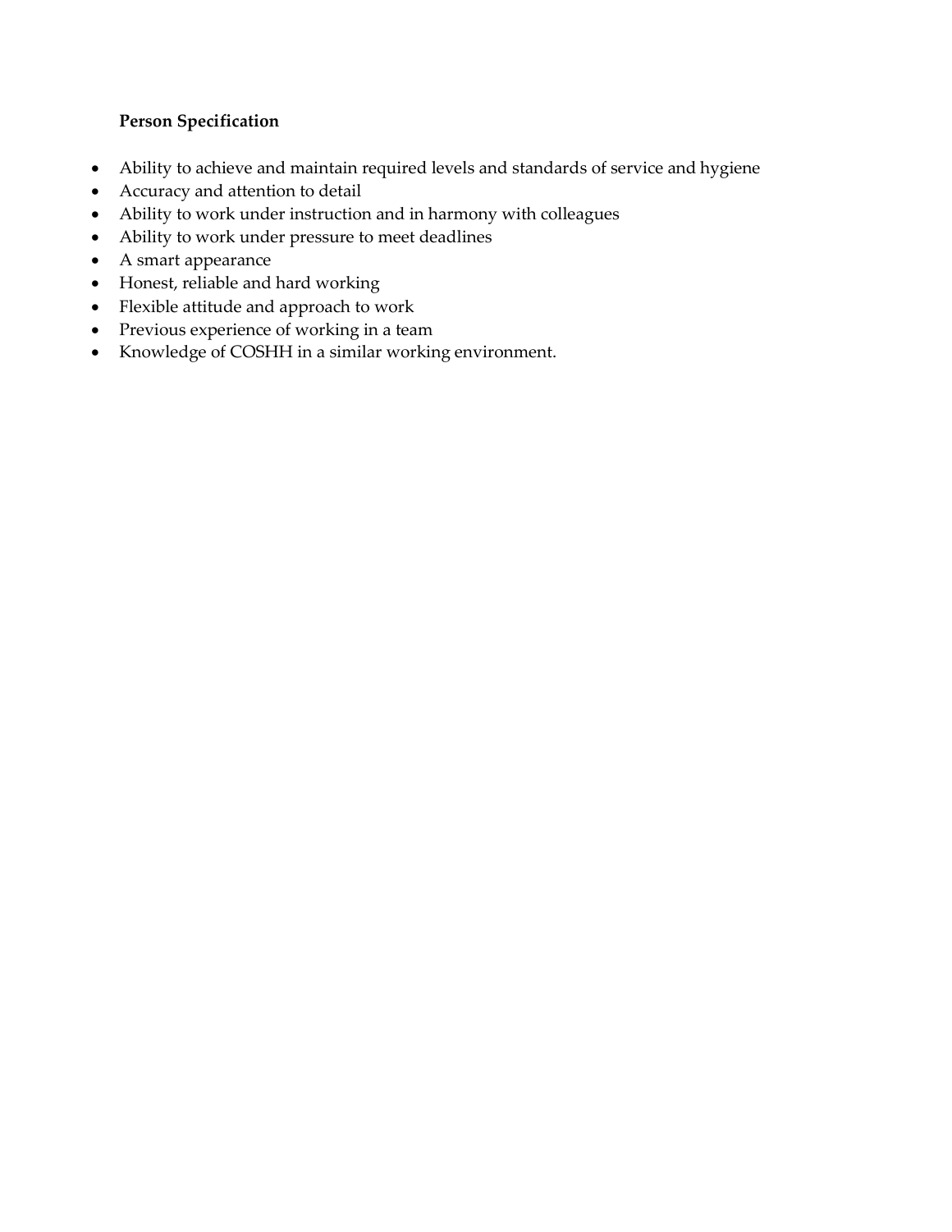**Person Specification**

- Ability to achieve and maintain required levels and standards of service and hygiene
- Accuracy and attention to detail
- Ability to work under instruction and in harmony with colleagues
- Ability to work under pressure to meet deadlines
- A smart appearance
- Honest, reliable and hard working
- Flexible attitude and approach to work
- Previous experience of working in a team
- Knowledge of COSHH in a similar working environment.